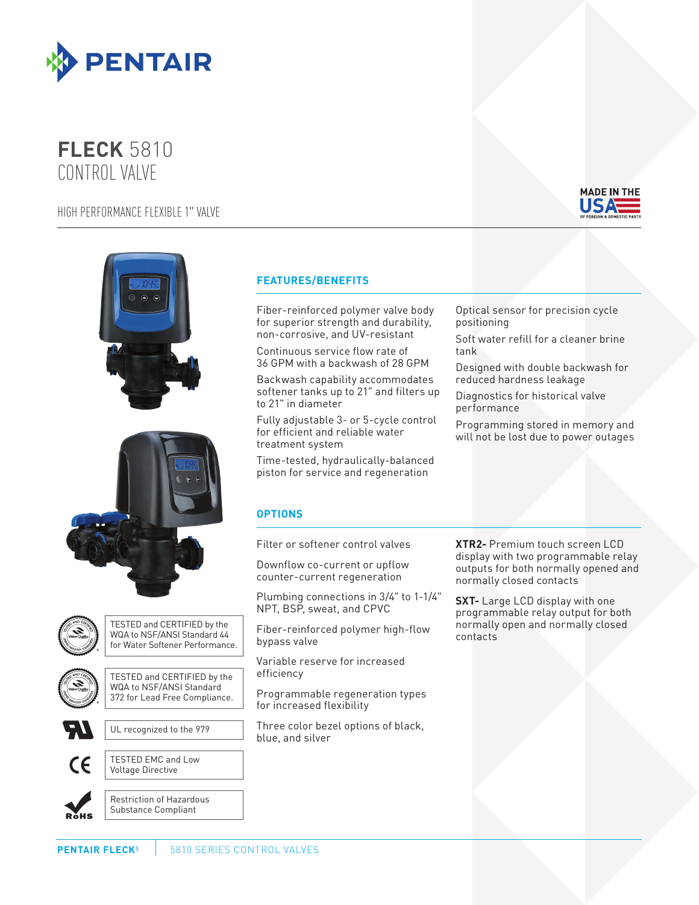# FLECK 5810 CONTROL VALVE

HIGH PERFORMANCE FLEXIBLE 1" VALVE

MADE IN THE USA OF FOREIGN & DOMESTIC PARTS

## FEATURES/BENEFITS

- Fiber-reinforced polymer valve body for superior strength and durability, non-corrosive, and UV-resistant
- Continuous service flow rate of 36 GPM with a backwash of 28 GPM
- Backwash capability accommodates softener tanks up to 21" and filters up to 21" in diameter
- Fully adjustable 3- or 5-cycle control for efficient and reliable water treatment system
- Time-tested, hydraulically-balanced piston for service and regeneration
- Optical sensor for precision cycle positioning
- Soft water refill for a cleaner brine tank
- Designed with double backwash for reduced hardness leakage
- Diagnostics for historical valve performance
- Programming stored in memory and will not be lost due to power outages

## OPTIONS

- Filter or softener control valves
- Downflow co-current or upflow counter-current regeneration
- Plumbing connections in 3/4" to 1-1/4" NPT, BSP, sweat, and CPVC
- Fiber-reinforced polymer high-flow bypass valve
- Variable reserve for increased efficiency
- Programmable regeneration types for increased flexibility
- Three color bezel options of black, blue, and silver
- **XTR2-** Premium touch screen LCD display with two programmable relay outputs for both normally opened and normally closed contacts
- **SXT-** Large LCD display with one programmable relay output for both normally open and normally closed contacts

TESTED and CERTIFIED by the WQA to NSF/ANSI Standard 44 for Water Softener Performance.

TESTED and CERTIFIED by the WQA to NSF/ANSI Standard 372 for Lead Free Compliance.

UL recognized to the 979

TESTED EMC and Low Voltage Directive

Restriction of Hazardous Substance Compliant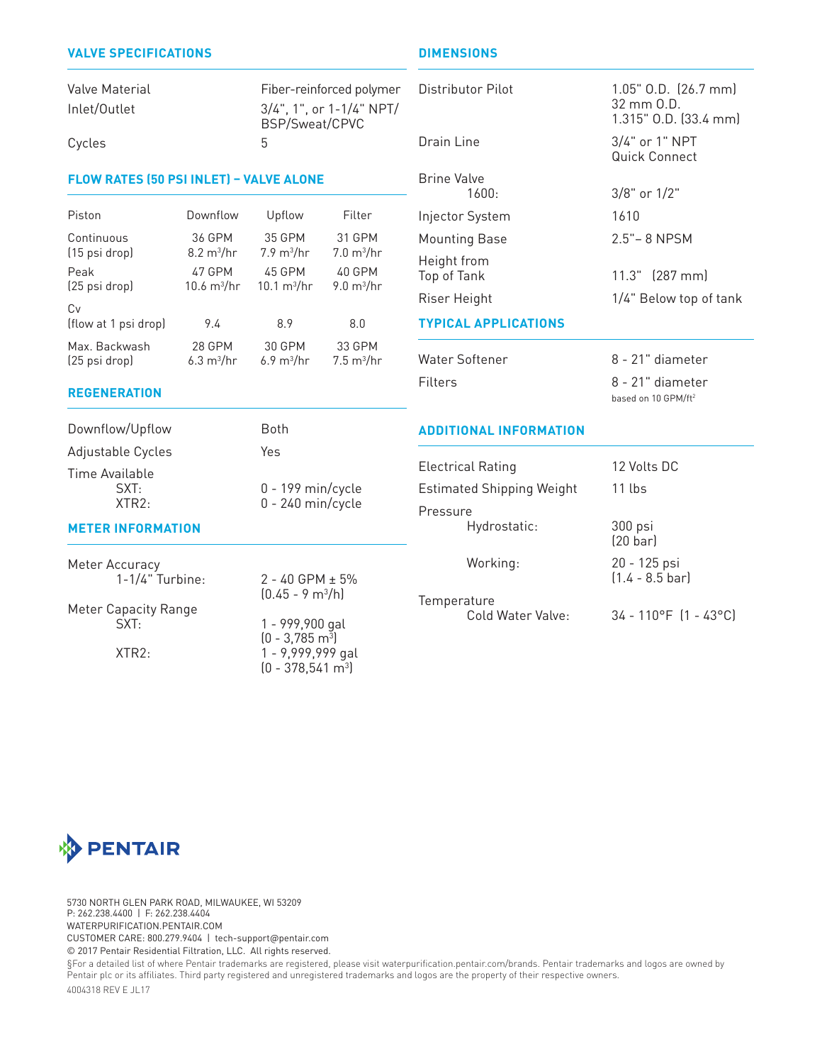## VALVE SPECIFICATIONS

| | |
|---|---|
| Valve Material | Fiber-reinforced polymer |
| Inlet/Outlet | 3/4", 1", or 1-1/4" NPT/ BSP/Sweat/CPVC |
| Cycles | 5 |

## FLOW RATES (50 PSI INLET) – VALVE ALONE

| Piston | Downflow | Upflow | Filter |
|---|---|---|---|
| Continuous (15 psi drop) | 36 GPM $8.2\ m^3/hr$ | 35 GPM $7.9\ m^3/hr$ | 31 GPM $7.0\ m^3/hr$ |
| Peak (25 psi drop) | 47 GPM $10.6\ m^3/hr$ | 45 GPM $10.1\ m^3/hr$ | 40 GPM $9.0\ m^3/hr$ |
| Cv (flow at 1 psi drop) | 9.4 | 8.9 | 8.0 |
| Max. Backwash (25 psi drop) | 28 GPM $6.3\ m^3/hr$ | 30 GPM $6.9\ m^3/hr$ | 33 GPM $7.5\ m^3/hr$ |

## REGENERATION

| | |
|---|---|
| Downflow/Upflow | Both |
| Adjustable Cycles | Yes |
| Time Available SXT: | 0 - 199 min/cycle |
| Time Available XTR2: | 0 - 240 min/cycle |

## METER INFORMATION

| | |
|---|---|
| Meter Accuracy 1-1/4" Turbine: | 2 - 40 GPM ± 5% (0.45 - 9 $m^3/h$) |
| Meter Capacity Range SXT: | 1 - 999,900 gal (0 - 3,785 $m^3$) |
| Meter Capacity Range XTR2: | 1 - 9,999,999 gal (0 - 378,541 $m^3$) |

## DIMENSIONS

| | |
|---|---|
| Distributor Pilot | 1.05" O.D. (26.7 mm) 32 mm O.D. 1.315" O.D. (33.4 mm) |
| Drain Line | 3/4" or 1" NPT Quick Connect |
| Brine Valve 1600: | 3/8" or 1/2" |
| Injector System | 1610 |
| Mounting Base | 2.5"– 8 NPSM |
| Height from Top of Tank | 11.3" (287 mm) |
| Riser Height | 1/4" Below top of tank |

## TYPICAL APPLICATIONS

| | |
|---|---|
| Water Softener | 8 - 21" diameter |
| Filters | 8 - 21" diameter based on 10 $GPM/ft^2$ |

## ADDITIONAL INFORMATION

| | |
|---|---|
| Electrical Rating | 12 Volts DC |
| Estimated Shipping Weight | 11 lbs |
| Pressure Hydrostatic: | 300 psi (20 bar) |
| Pressure Working: | 20 - 125 psi (1.4 - 8.5 bar) |
| Temperature Cold Water Valve: | 34 - 110°F (1 - 43°C) |

PENTAIR

5730 NORTH GLEN PARK ROAD, MILWAUKEE, WI 53209
P: 262.238.4400 | F: 262.238.4404
WATERPURIFICATION.PENTAIR.COM
CUSTOMER CARE: 800.279.9404 | tech-support@pentair.com
© 2017 Pentair Residential Filtration, LLC. All rights reserved.
§For a detailed list of where Pentair trademarks are registered, please visit waterpurification.pentair.com/brands. Pentair trademarks and logos are owned by Pentair plc or its affiliates. Third party registered and unregistered trademarks and logos are the property of their respective owners.
4004318 REV E JL17